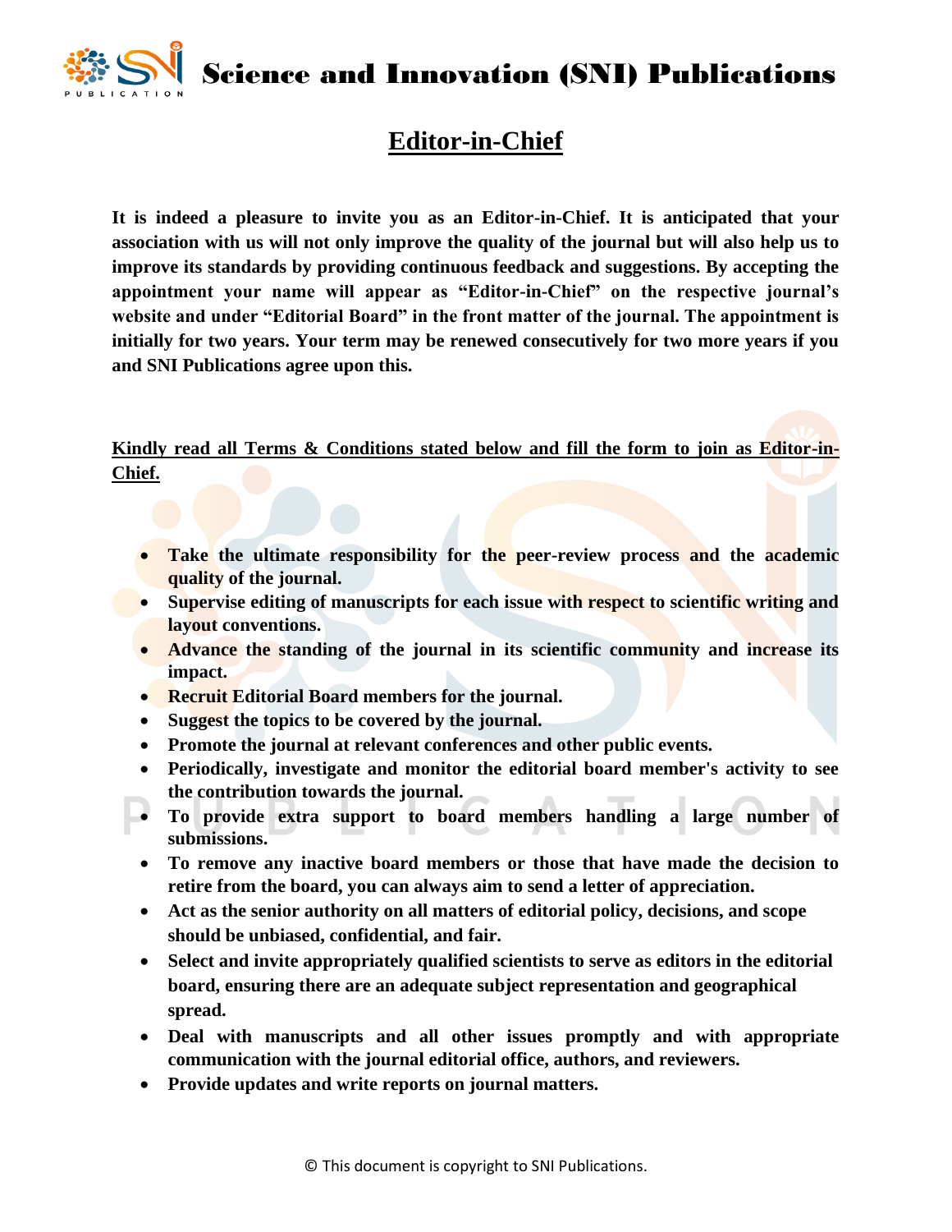# Science and Innovation (SNI) Publications

## Editor-in-Chief

**It is indeed a pleasure to invite you as an Editor-in-Chief. It is anticipated that your association with us will not only improve the quality of the journal but will also help us to improve its standards by providing continuous feedback and suggestions. By accepting the appointment your name will appear as "Editor-in-Chief" on the respective journal's website and under "Editorial Board" in the front matter of the journal. The appointment is initially for two years. Your term may be renewed consecutively for two more years if you and SNI Publications agree upon this.**

**Kindly read all Terms & Conditions stated below and fill the form to join as Editor-in-Chief.**

- **Take the ultimate responsibility for the peer-review process and the academic quality of the journal.**
- **Supervise editing of manuscripts for each issue with respect to scientific writing and layout conventions.**
- **Advance the standing of the journal in its scientific community and increase its impact.**
- **Recruit Editorial Board members for the journal.**
- **Suggest the topics to be covered by the journal.**
- **Promote the journal at relevant conferences and other public events.**
- **Periodically, investigate and monitor the editorial board member's activity to see the contribution towards the journal.**
- **To provide extra support to board members handling a large number of submissions.**
- **To remove any inactive board members or those that have made the decision to retire from the board, you can always aim to send a letter of appreciation.**
- **Act as the senior authority on all matters of editorial policy, decisions, and scope should be unbiased, confidential, and fair.**
- **Select and invite appropriately qualified scientists to serve as editors in the editorial board, ensuring there are an adequate subject representation and geographical spread.**
- **Deal with manuscripts and all other issues promptly and with appropriate communication with the journal editorial office, authors, and reviewers.**
- **Provide updates and write reports on journal matters.**

© This document is copyright to SNI Publications.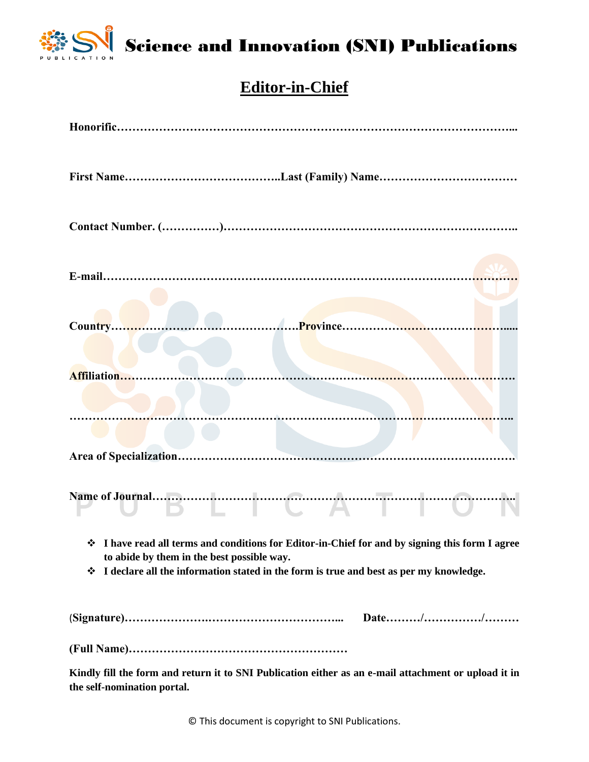**Science and Innovation (SNI) Publications**

# Editor-in-Chief

**Honorific………………………………………………………………………………………...**

**First Name…………………………………..Last (Family) Name………………………………**

**Contact Number. (……………)……………………………………………………………………..**

**E-mail……………………………………………………………………………………………….**

**Country…………………………………………Province……………………………………......**

**Affiliation……………………………………………………………………………………………**

**……………………………………………………………………………………………………...**

**Area of Specialization………………………………………………………………………………**

**Name of Journal…………………………………………………………………………………….**

- **I have read all terms and conditions for Editor-in-Chief for and by signing this form I agree to abide by them in the best possible way.**
- **I declare all the information stated in the form is true and best as per my knowledge.**

**(Signature)…………………..……………………………...  Date………/……………/………**

**(Full Name)…………………………………………………**

**Kindly fill the form and return it to SNI Publication either as an e-mail attachment or upload it in the self-nomination portal.**

© This document is copyright to SNI Publications.